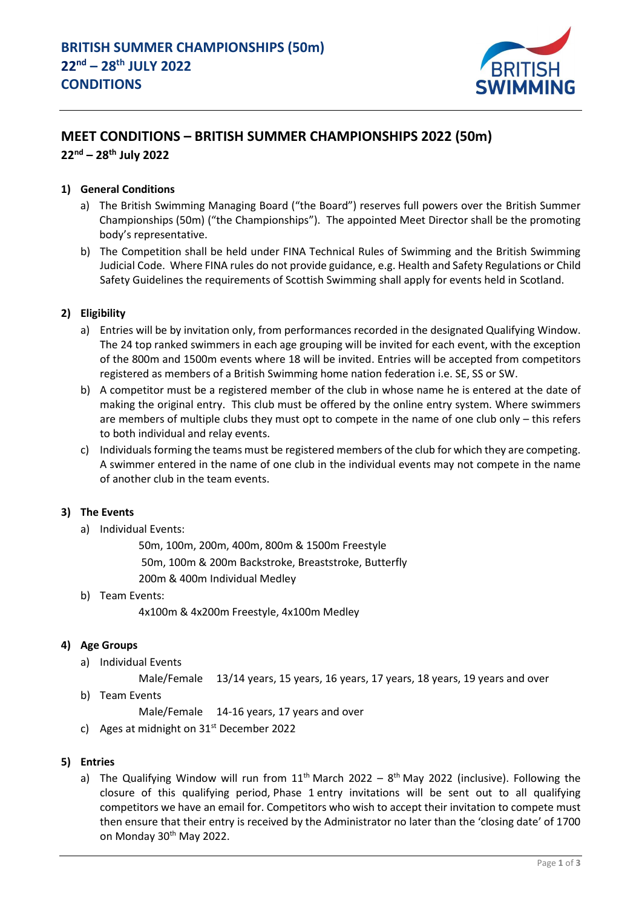# BRITISH SUMMER CHAMPIONSHIPS (50m)
# 22nd – 28th JULY 2022
# CONDITIONS

## MEET CONDITIONS – BRITISH SUMMER CHAMPIONSHIPS 2022 (50m)

**22nd – 28th July 2022**

### 1) General Conditions

a) The British Swimming Managing Board ("the Board") reserves full powers over the British Summer Championships (50m) ("the Championships"). The appointed Meet Director shall be the promoting body's representative.

b) The Competition shall be held under FINA Technical Rules of Swimming and the British Swimming Judicial Code. Where FINA rules do not provide guidance, e.g. Health and Safety Regulations or Child Safety Guidelines the requirements of Scottish Swimming shall apply for events held in Scotland.

### 2) Eligibility

a) Entries will be by invitation only, from performances recorded in the designated Qualifying Window. The 24 top ranked swimmers in each age grouping will be invited for each event, with the exception of the 800m and 1500m events where 18 will be invited. Entries will be accepted from competitors registered as members of a British Swimming home nation federation i.e. SE, SS or SW.

b) A competitor must be a registered member of the club in whose name he is entered at the date of making the original entry. This club must be offered by the online entry system. Where swimmers are members of multiple clubs they must opt to compete in the name of one club only – this refers to both individual and relay events.

c) Individuals forming the teams must be registered members of the club for which they are competing. A swimmer entered in the name of one club in the individual events may not compete in the name of another club in the team events.

### 3) The Events

a) Individual Events:

50m, 100m, 200m, 400m, 800m & 1500m Freestyle
50m, 100m & 200m Backstroke, Breaststroke, Butterfly
200m & 400m Individual Medley

b) Team Events:

4x100m & 4x200m Freestyle, 4x100m Medley

### 4) Age Groups

a) Individual Events

Male/Female 13/14 years, 15 years, 16 years, 17 years, 18 years, 19 years and over

b) Team Events

Male/Female 14-16 years, 17 years and over

c) Ages at midnight on 31st December 2022

### 5) Entries

a) The Qualifying Window will run from 11th March 2022 – 8th May 2022 (inclusive). Following the closure of this qualifying period, Phase 1 entry invitations will be sent out to all qualifying competitors we have an email for. Competitors who wish to accept their invitation to compete must then ensure that their entry is received by the Administrator no later than the 'closing date' of 1700 on Monday 30th May 2022.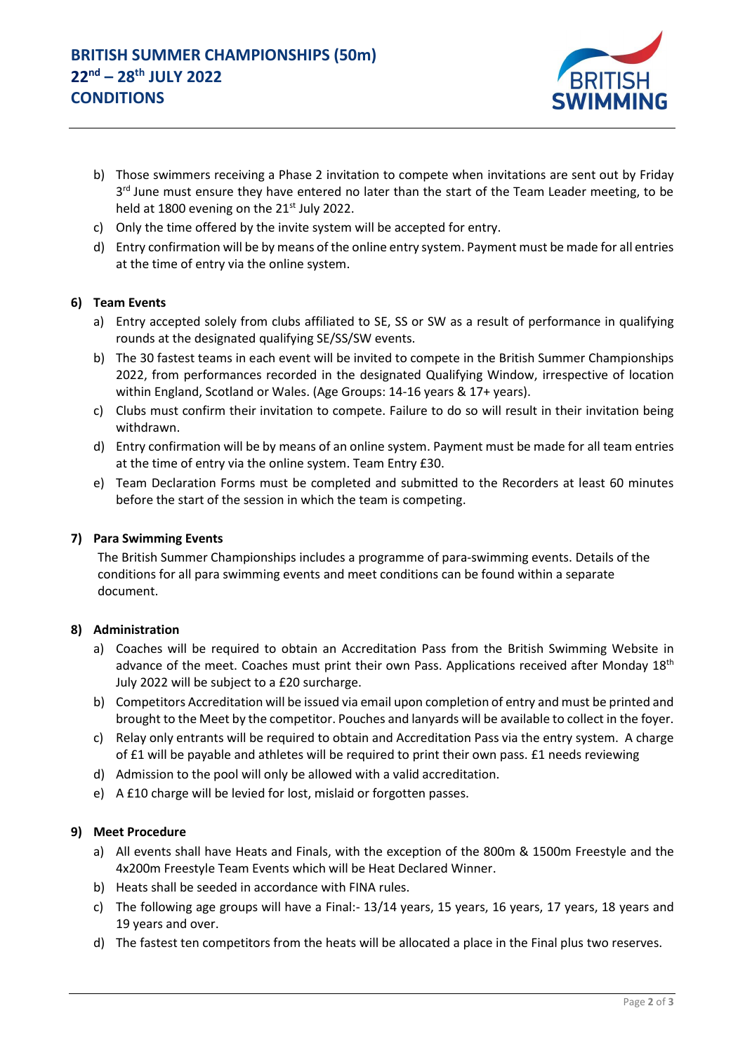b) Those swimmers receiving a Phase 2 invitation to compete when invitations are sent out by Friday 3rd June must ensure they have entered no later than the start of the Team Leader meeting, to be held at 1800 evening on the 21st July 2022.

c) Only the time offered by the invite system will be accepted for entry.

d) Entry confirmation will be by means of the online entry system. Payment must be made for all entries at the time of entry via the online system.

**6) Team Events**

a) Entry accepted solely from clubs affiliated to SE, SS or SW as a result of performance in qualifying rounds at the designated qualifying SE/SS/SW events.

b) The 30 fastest teams in each event will be invited to compete in the British Summer Championships 2022, from performances recorded in the designated Qualifying Window, irrespective of location within England, Scotland or Wales. (Age Groups: 14-16 years & 17+ years).

c) Clubs must confirm their invitation to compete. Failure to do so will result in their invitation being withdrawn.

d) Entry confirmation will be by means of an online system. Payment must be made for all team entries at the time of entry via the online system. Team Entry £30.

e) Team Declaration Forms must be completed and submitted to the Recorders at least 60 minutes before the start of the session in which the team is competing.

**7) Para Swimming Events**

The British Summer Championships includes a programme of para-swimming events. Details of the conditions for all para swimming events and meet conditions can be found within a separate document.

**8) Administration**

a) Coaches will be required to obtain an Accreditation Pass from the British Swimming Website in advance of the meet. Coaches must print their own Pass. Applications received after Monday 18th July 2022 will be subject to a £20 surcharge.

b) Competitors Accreditation will be issued via email upon completion of entry and must be printed and brought to the Meet by the competitor. Pouches and lanyards will be available to collect in the foyer.

c) Relay only entrants will be required to obtain and Accreditation Pass via the entry system. A charge of £1 will be payable and athletes will be required to print their own pass. £1 needs reviewing

d) Admission to the pool will only be allowed with a valid accreditation.

e) A £10 charge will be levied for lost, mislaid or forgotten passes.

**9) Meet Procedure**

a) All events shall have Heats and Finals, with the exception of the 800m & 1500m Freestyle and the 4x200m Freestyle Team Events which will be Heat Declared Winner.

b) Heats shall be seeded in accordance with FINA rules.

c) The following age groups will have a Final:- 13/14 years, 15 years, 16 years, 17 years, 18 years and 19 years and over.

d) The fastest ten competitors from the heats will be allocated a place in the Final plus two reserves.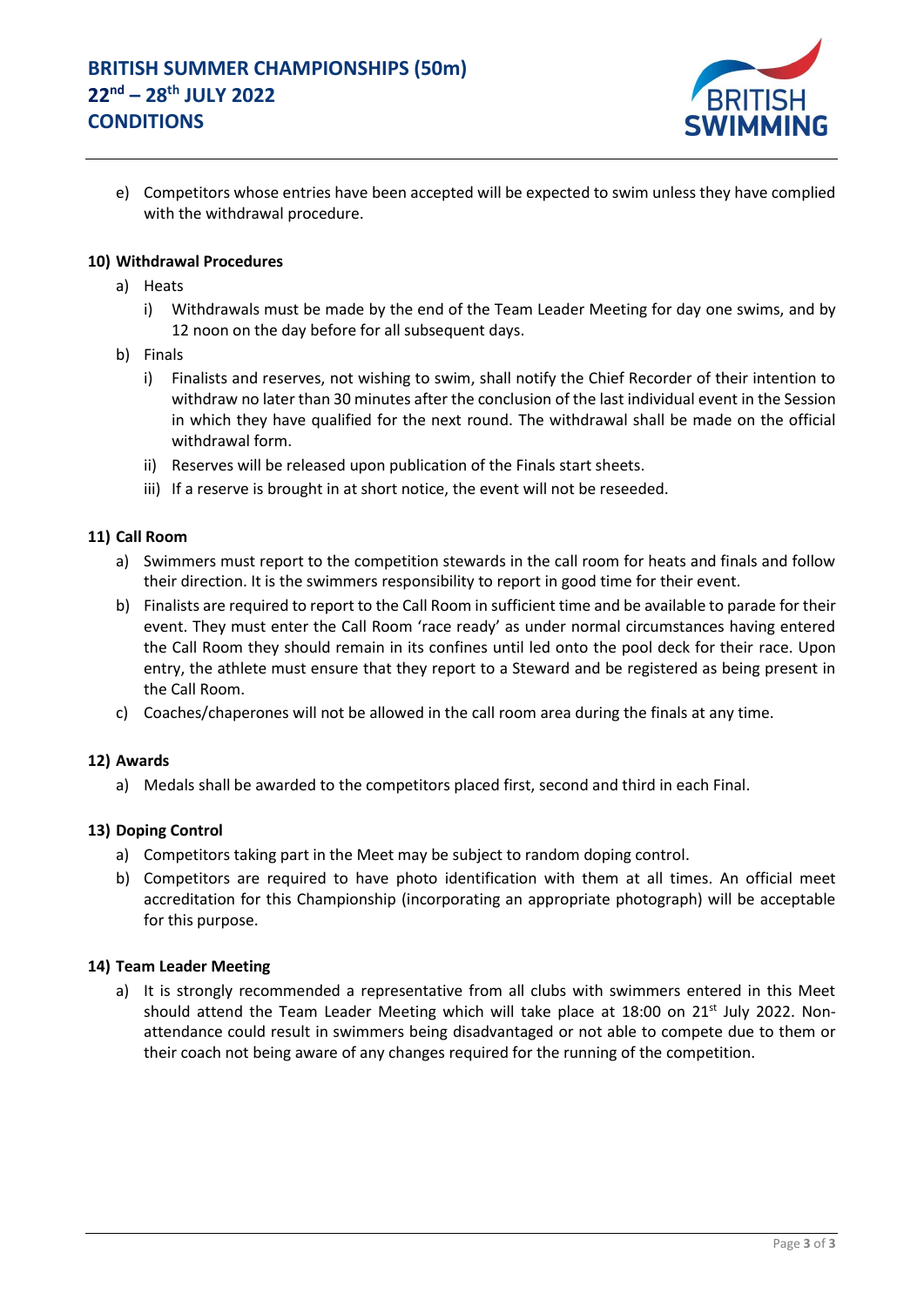e) Competitors whose entries have been accepted will be expected to swim unless they have complied with the withdrawal procedure.

**10) Withdrawal Procedures**

a) Heats
   i) Withdrawals must be made by the end of the Team Leader Meeting for day one swims, and by 12 noon on the day before for all subsequent days.

b) Finals
   i) Finalists and reserves, not wishing to swim, shall notify the Chief Recorder of their intention to withdraw no later than 30 minutes after the conclusion of the last individual event in the Session in which they have qualified for the next round. The withdrawal shall be made on the official withdrawal form.
   ii) Reserves will be released upon publication of the Finals start sheets.
   iii) If a reserve is brought in at short notice, the event will not be reseeded.

**11) Call Room**

a) Swimmers must report to the competition stewards in the call room for heats and finals and follow their direction. It is the swimmers responsibility to report in good time for their event.

b) Finalists are required to report to the Call Room in sufficient time and be available to parade for their event. They must enter the Call Room 'race ready' as under normal circumstances having entered the Call Room they should remain in its confines until led onto the pool deck for their race. Upon entry, the athlete must ensure that they report to a Steward and be registered as being present in the Call Room.

c) Coaches/chaperones will not be allowed in the call room area during the finals at any time.

**12) Awards**

a) Medals shall be awarded to the competitors placed first, second and third in each Final.

**13) Doping Control**

a) Competitors taking part in the Meet may be subject to random doping control.

b) Competitors are required to have photo identification with them at all times. An official meet accreditation for this Championship (incorporating an appropriate photograph) will be acceptable for this purpose.

**14) Team Leader Meeting**

a) It is strongly recommended a representative from all clubs with swimmers entered in this Meet should attend the Team Leader Meeting which will take place at 18:00 on 21st July 2022. Non-attendance could result in swimmers being disadvantaged or not able to compete due to them or their coach not being aware of any changes required for the running of the competition.